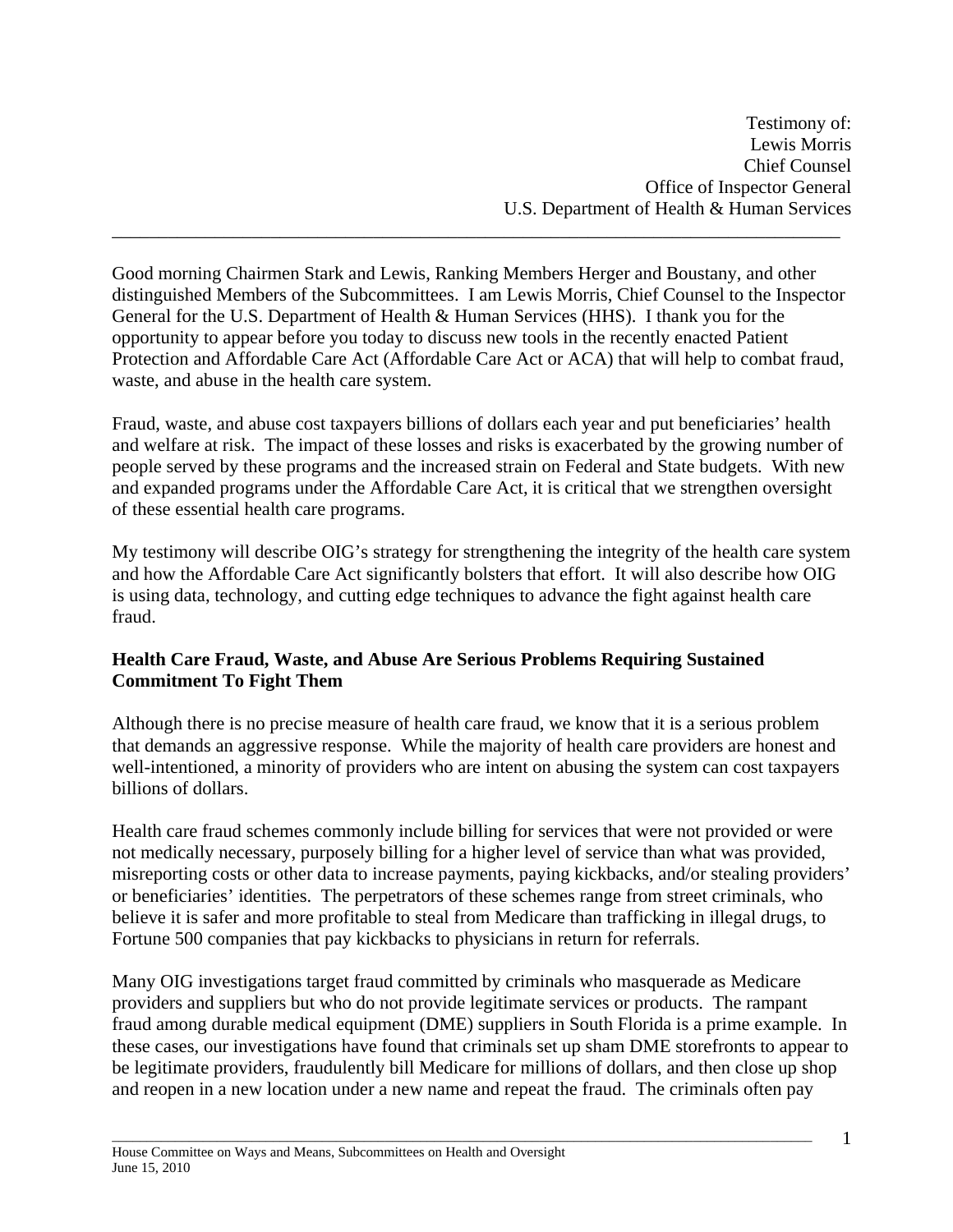Testimony of:
Lewis Morris
Chief Counsel
Office of Inspector General
U.S. Department of Health & Human Services

---

Good morning Chairmen Stark and Lewis, Ranking Members Herger and Boustany, and other distinguished Members of the Subcommittees. I am Lewis Morris, Chief Counsel to the Inspector General for the U.S. Department of Health & Human Services (HHS). I thank you for the opportunity to appear before you today to discuss new tools in the recently enacted Patient Protection and Affordable Care Act (Affordable Care Act or ACA) that will help to combat fraud, waste, and abuse in the health care system.

Fraud, waste, and abuse cost taxpayers billions of dollars each year and put beneficiaries' health and welfare at risk. The impact of these losses and risks is exacerbated by the growing number of people served by these programs and the increased strain on Federal and State budgets. With new and expanded programs under the Affordable Care Act, it is critical that we strengthen oversight of these essential health care programs.

My testimony will describe OIG's strategy for strengthening the integrity of the health care system and how the Affordable Care Act significantly bolsters that effort. It will also describe how OIG is using data, technology, and cutting edge techniques to advance the fight against health care fraud.

**Health Care Fraud, Waste, and Abuse Are Serious Problems Requiring Sustained Commitment To Fight Them**

Although there is no precise measure of health care fraud, we know that it is a serious problem that demands an aggressive response. While the majority of health care providers are honest and well-intentioned, a minority of providers who are intent on abusing the system can cost taxpayers billions of dollars.

Health care fraud schemes commonly include billing for services that were not provided or were not medically necessary, purposely billing for a higher level of service than what was provided, misreporting costs or other data to increase payments, paying kickbacks, and/or stealing providers' or beneficiaries' identities. The perpetrators of these schemes range from street criminals, who believe it is safer and more profitable to steal from Medicare than trafficking in illegal drugs, to Fortune 500 companies that pay kickbacks to physicians in return for referrals.

Many OIG investigations target fraud committed by criminals who masquerade as Medicare providers and suppliers but who do not provide legitimate services or products. The rampant fraud among durable medical equipment (DME) suppliers in South Florida is a prime example. In these cases, our investigations have found that criminals set up sham DME storefronts to appear to be legitimate providers, fraudulently bill Medicare for millions of dollars, and then close up shop and reopen in a new location under a new name and repeat the fraud. The criminals often pay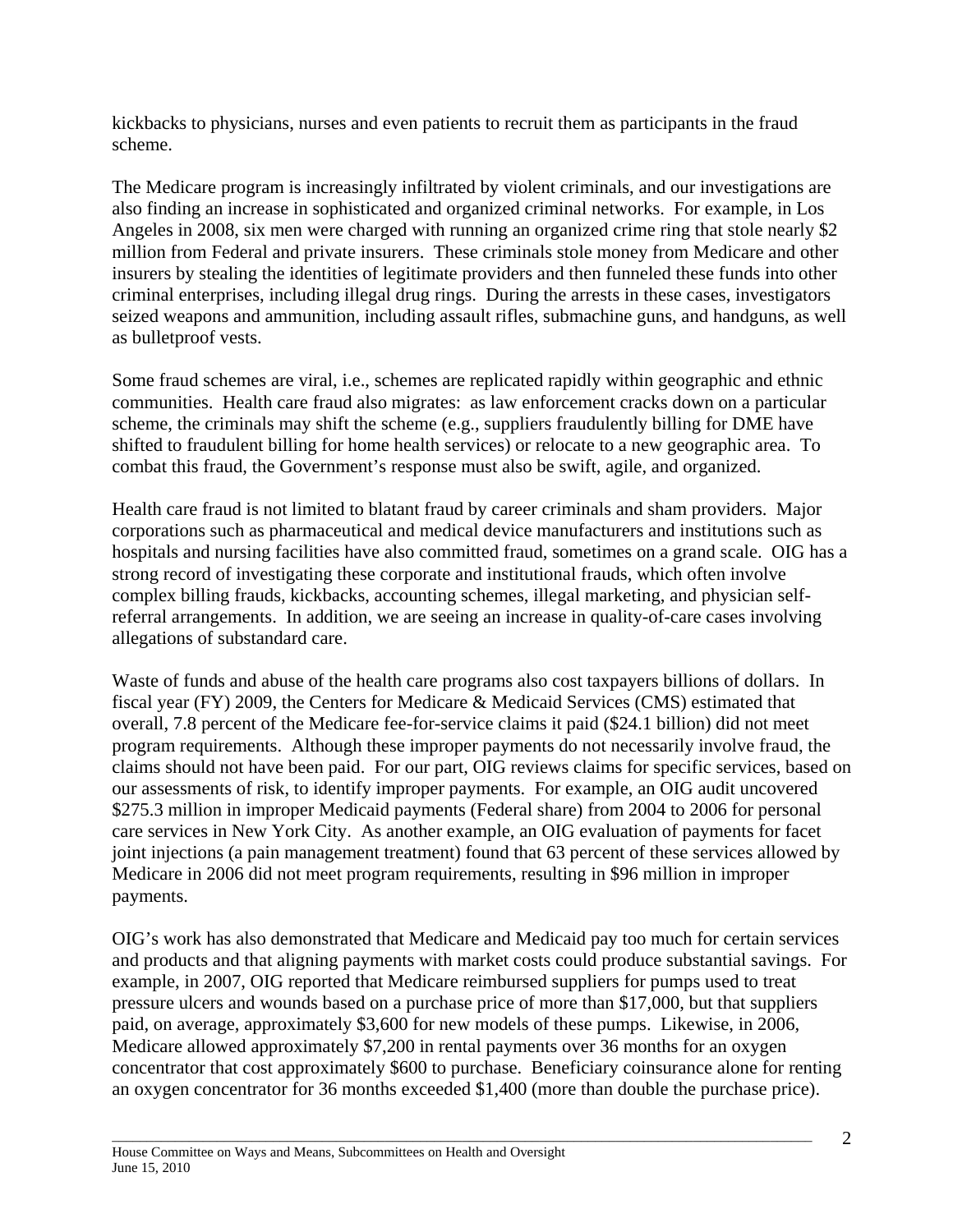kickbacks to physicians, nurses and even patients to recruit them as participants in the fraud scheme.

The Medicare program is increasingly infiltrated by violent criminals, and our investigations are also finding an increase in sophisticated and organized criminal networks. For example, in Los Angeles in 2008, six men were charged with running an organized crime ring that stole nearly $2 million from Federal and private insurers. These criminals stole money from Medicare and other insurers by stealing the identities of legitimate providers and then funneled these funds into other criminal enterprises, including illegal drug rings. During the arrests in these cases, investigators seized weapons and ammunition, including assault rifles, submachine guns, and handguns, as well as bulletproof vests.

Some fraud schemes are viral, i.e., schemes are replicated rapidly within geographic and ethnic communities. Health care fraud also migrates: as law enforcement cracks down on a particular scheme, the criminals may shift the scheme (e.g., suppliers fraudulently billing for DME have shifted to fraudulent billing for home health services) or relocate to a new geographic area. To combat this fraud, the Government's response must also be swift, agile, and organized.

Health care fraud is not limited to blatant fraud by career criminals and sham providers. Major corporations such as pharmaceutical and medical device manufacturers and institutions such as hospitals and nursing facilities have also committed fraud, sometimes on a grand scale. OIG has a strong record of investigating these corporate and institutional frauds, which often involve complex billing frauds, kickbacks, accounting schemes, illegal marketing, and physician self-referral arrangements. In addition, we are seeing an increase in quality-of-care cases involving allegations of substandard care.

Waste of funds and abuse of the health care programs also cost taxpayers billions of dollars. In fiscal year (FY) 2009, the Centers for Medicare & Medicaid Services (CMS) estimated that overall, 7.8 percent of the Medicare fee-for-service claims it paid ($24.1 billion) did not meet program requirements. Although these improper payments do not necessarily involve fraud, the claims should not have been paid. For our part, OIG reviews claims for specific services, based on our assessments of risk, to identify improper payments. For example, an OIG audit uncovered $275.3 million in improper Medicaid payments (Federal share) from 2004 to 2006 for personal care services in New York City. As another example, an OIG evaluation of payments for facet joint injections (a pain management treatment) found that 63 percent of these services allowed by Medicare in 2006 did not meet program requirements, resulting in $96 million in improper payments.

OIG's work has also demonstrated that Medicare and Medicaid pay too much for certain services and products and that aligning payments with market costs could produce substantial savings. For example, in 2007, OIG reported that Medicare reimbursed suppliers for pumps used to treat pressure ulcers and wounds based on a purchase price of more than $17,000, but that suppliers paid, on average, approximately $3,600 for new models of these pumps. Likewise, in 2006, Medicare allowed approximately $7,200 in rental payments over 36 months for an oxygen concentrator that cost approximately $600 to purchase. Beneficiary coinsurance alone for renting an oxygen concentrator for 36 months exceeded $1,400 (more than double the purchase price).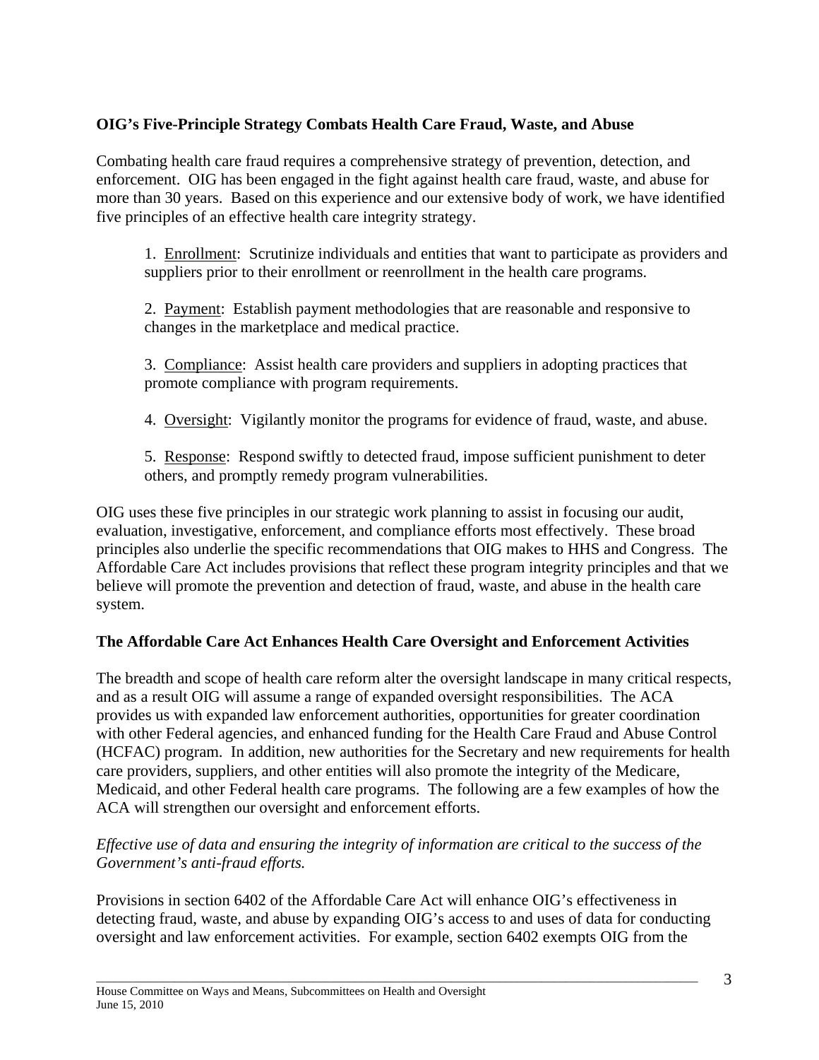**OIG's Five-Principle Strategy Combats Health Care Fraud, Waste, and Abuse**

Combating health care fraud requires a comprehensive strategy of prevention, detection, and enforcement. OIG has been engaged in the fight against health care fraud, waste, and abuse for more than 30 years. Based on this experience and our extensive body of work, we have identified five principles of an effective health care integrity strategy.

1. Enrollment: Scrutinize individuals and entities that want to participate as providers and suppliers prior to their enrollment or reenrollment in the health care programs.

2. Payment: Establish payment methodologies that are reasonable and responsive to changes in the marketplace and medical practice.

3. Compliance: Assist health care providers and suppliers in adopting practices that promote compliance with program requirements.

4. Oversight: Vigilantly monitor the programs for evidence of fraud, waste, and abuse.

5. Response: Respond swiftly to detected fraud, impose sufficient punishment to deter others, and promptly remedy program vulnerabilities.

OIG uses these five principles in our strategic work planning to assist in focusing our audit, evaluation, investigative, enforcement, and compliance efforts most effectively. These broad principles also underlie the specific recommendations that OIG makes to HHS and Congress. The Affordable Care Act includes provisions that reflect these program integrity principles and that we believe will promote the prevention and detection of fraud, waste, and abuse in the health care system.

**The Affordable Care Act Enhances Health Care Oversight and Enforcement Activities**

The breadth and scope of health care reform alter the oversight landscape in many critical respects, and as a result OIG will assume a range of expanded oversight responsibilities. The ACA provides us with expanded law enforcement authorities, opportunities for greater coordination with other Federal agencies, and enhanced funding for the Health Care Fraud and Abuse Control (HCFAC) program. In addition, new authorities for the Secretary and new requirements for health care providers, suppliers, and other entities will also promote the integrity of the Medicare, Medicaid, and other Federal health care programs. The following are a few examples of how the ACA will strengthen our oversight and enforcement efforts.

*Effective use of data and ensuring the integrity of information are critical to the success of the Government's anti-fraud efforts.*

Provisions in section 6402 of the Affordable Care Act will enhance OIG's effectiveness in detecting fraud, waste, and abuse by expanding OIG's access to and uses of data for conducting oversight and law enforcement activities. For example, section 6402 exempts OIG from the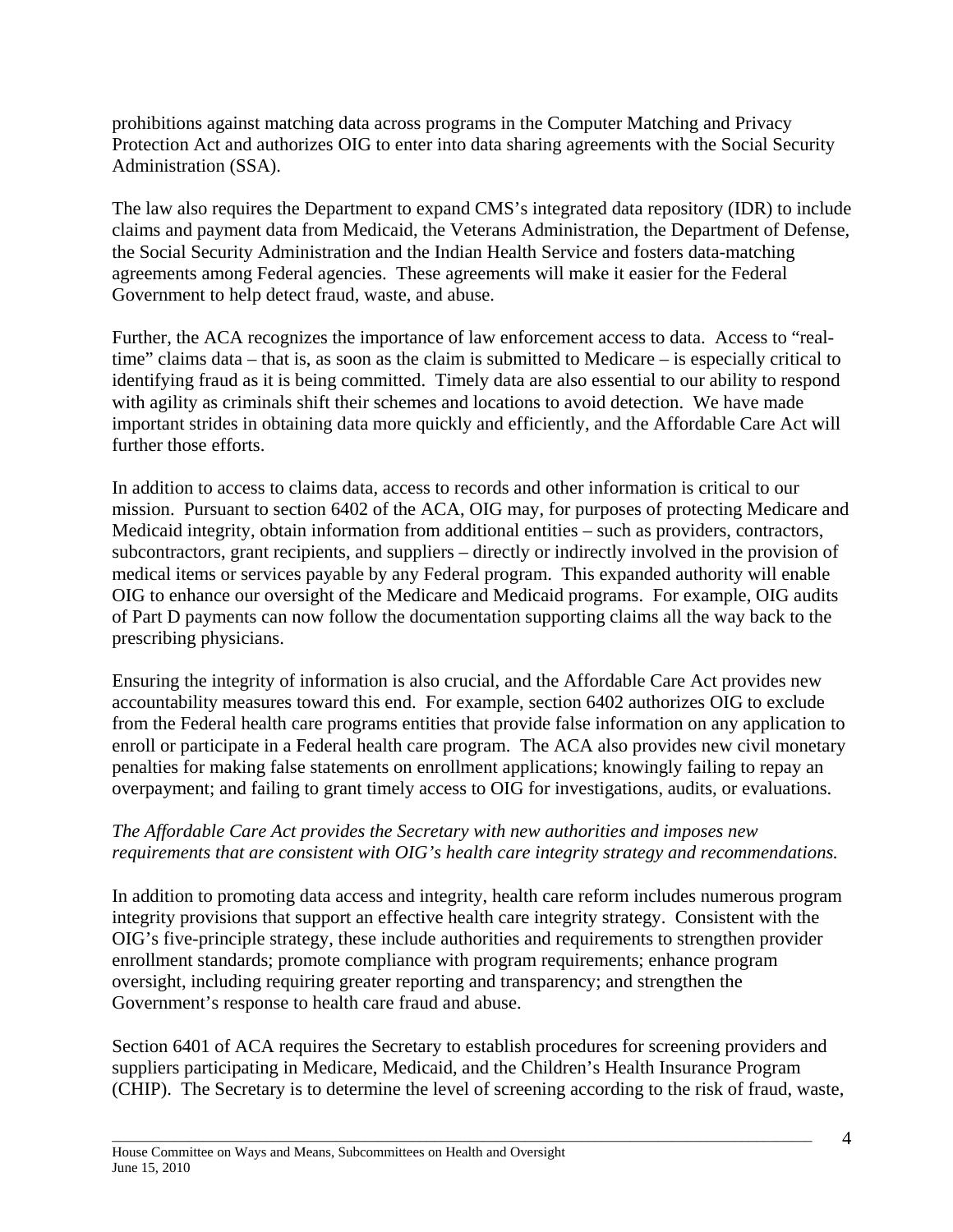prohibitions against matching data across programs in the Computer Matching and Privacy Protection Act and authorizes OIG to enter into data sharing agreements with the Social Security Administration (SSA).

The law also requires the Department to expand CMS's integrated data repository (IDR) to include claims and payment data from Medicaid, the Veterans Administration, the Department of Defense, the Social Security Administration and the Indian Health Service and fosters data-matching agreements among Federal agencies. These agreements will make it easier for the Federal Government to help detect fraud, waste, and abuse.

Further, the ACA recognizes the importance of law enforcement access to data. Access to "real-time" claims data – that is, as soon as the claim is submitted to Medicare – is especially critical to identifying fraud as it is being committed. Timely data are also essential to our ability to respond with agility as criminals shift their schemes and locations to avoid detection. We have made important strides in obtaining data more quickly and efficiently, and the Affordable Care Act will further those efforts.

In addition to access to claims data, access to records and other information is critical to our mission. Pursuant to section 6402 of the ACA, OIG may, for purposes of protecting Medicare and Medicaid integrity, obtain information from additional entities – such as providers, contractors, subcontractors, grant recipients, and suppliers – directly or indirectly involved in the provision of medical items or services payable by any Federal program. This expanded authority will enable OIG to enhance our oversight of the Medicare and Medicaid programs. For example, OIG audits of Part D payments can now follow the documentation supporting claims all the way back to the prescribing physicians.

Ensuring the integrity of information is also crucial, and the Affordable Care Act provides new accountability measures toward this end. For example, section 6402 authorizes OIG to exclude from the Federal health care programs entities that provide false information on any application to enroll or participate in a Federal health care program. The ACA also provides new civil monetary penalties for making false statements on enrollment applications; knowingly failing to repay an overpayment; and failing to grant timely access to OIG for investigations, audits, or evaluations.

*The Affordable Care Act provides the Secretary with new authorities and imposes new requirements that are consistent with OIG's health care integrity strategy and recommendations.*

In addition to promoting data access and integrity, health care reform includes numerous program integrity provisions that support an effective health care integrity strategy. Consistent with the OIG's five-principle strategy, these include authorities and requirements to strengthen provider enrollment standards; promote compliance with program requirements; enhance program oversight, including requiring greater reporting and transparency; and strengthen the Government's response to health care fraud and abuse.

Section 6401 of ACA requires the Secretary to establish procedures for screening providers and suppliers participating in Medicare, Medicaid, and the Children's Health Insurance Program (CHIP). The Secretary is to determine the level of screening according to the risk of fraud, waste,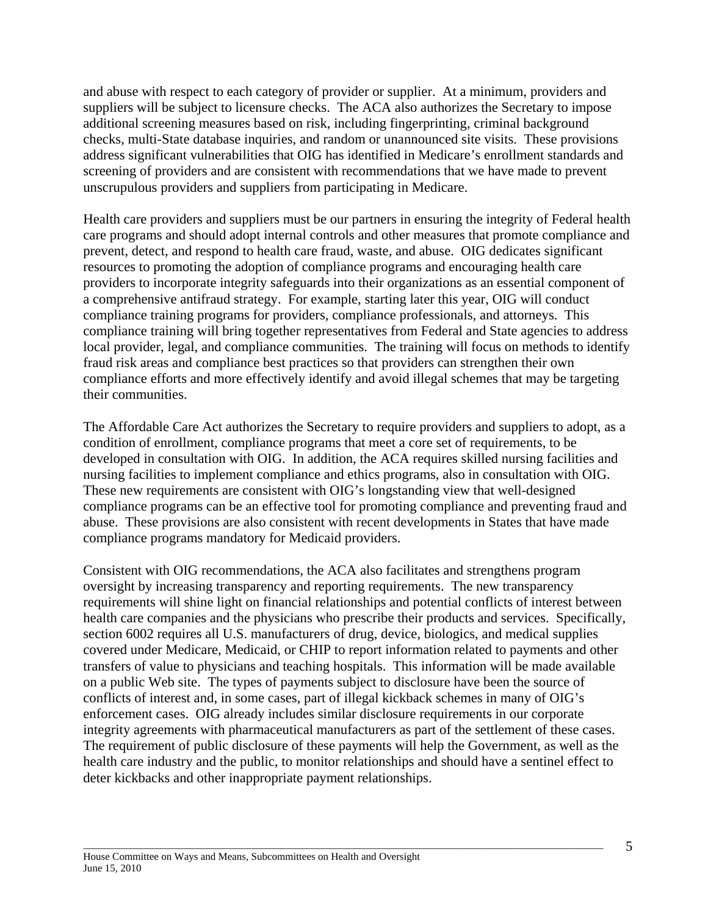and abuse with respect to each category of provider or supplier. At a minimum, providers and suppliers will be subject to licensure checks. The ACA also authorizes the Secretary to impose additional screening measures based on risk, including fingerprinting, criminal background checks, multi-State database inquiries, and random or unannounced site visits. These provisions address significant vulnerabilities that OIG has identified in Medicare's enrollment standards and screening of providers and are consistent with recommendations that we have made to prevent unscrupulous providers and suppliers from participating in Medicare.

Health care providers and suppliers must be our partners in ensuring the integrity of Federal health care programs and should adopt internal controls and other measures that promote compliance and prevent, detect, and respond to health care fraud, waste, and abuse. OIG dedicates significant resources to promoting the adoption of compliance programs and encouraging health care providers to incorporate integrity safeguards into their organizations as an essential component of a comprehensive antifraud strategy. For example, starting later this year, OIG will conduct compliance training programs for providers, compliance professionals, and attorneys. This compliance training will bring together representatives from Federal and State agencies to address local provider, legal, and compliance communities. The training will focus on methods to identify fraud risk areas and compliance best practices so that providers can strengthen their own compliance efforts and more effectively identify and avoid illegal schemes that may be targeting their communities.

The Affordable Care Act authorizes the Secretary to require providers and suppliers to adopt, as a condition of enrollment, compliance programs that meet a core set of requirements, to be developed in consultation with OIG. In addition, the ACA requires skilled nursing facilities and nursing facilities to implement compliance and ethics programs, also in consultation with OIG. These new requirements are consistent with OIG's longstanding view that well-designed compliance programs can be an effective tool for promoting compliance and preventing fraud and abuse. These provisions are also consistent with recent developments in States that have made compliance programs mandatory for Medicaid providers.

Consistent with OIG recommendations, the ACA also facilitates and strengthens program oversight by increasing transparency and reporting requirements. The new transparency requirements will shine light on financial relationships and potential conflicts of interest between health care companies and the physicians who prescribe their products and services. Specifically, section 6002 requires all U.S. manufacturers of drug, device, biologics, and medical supplies covered under Medicare, Medicaid, or CHIP to report information related to payments and other transfers of value to physicians and teaching hospitals. This information will be made available on a public Web site. The types of payments subject to disclosure have been the source of conflicts of interest and, in some cases, part of illegal kickback schemes in many of OIG's enforcement cases. OIG already includes similar disclosure requirements in our corporate integrity agreements with pharmaceutical manufacturers as part of the settlement of these cases. The requirement of public disclosure of these payments will help the Government, as well as the health care industry and the public, to monitor relationships and should have a sentinel effect to deter kickbacks and other inappropriate payment relationships.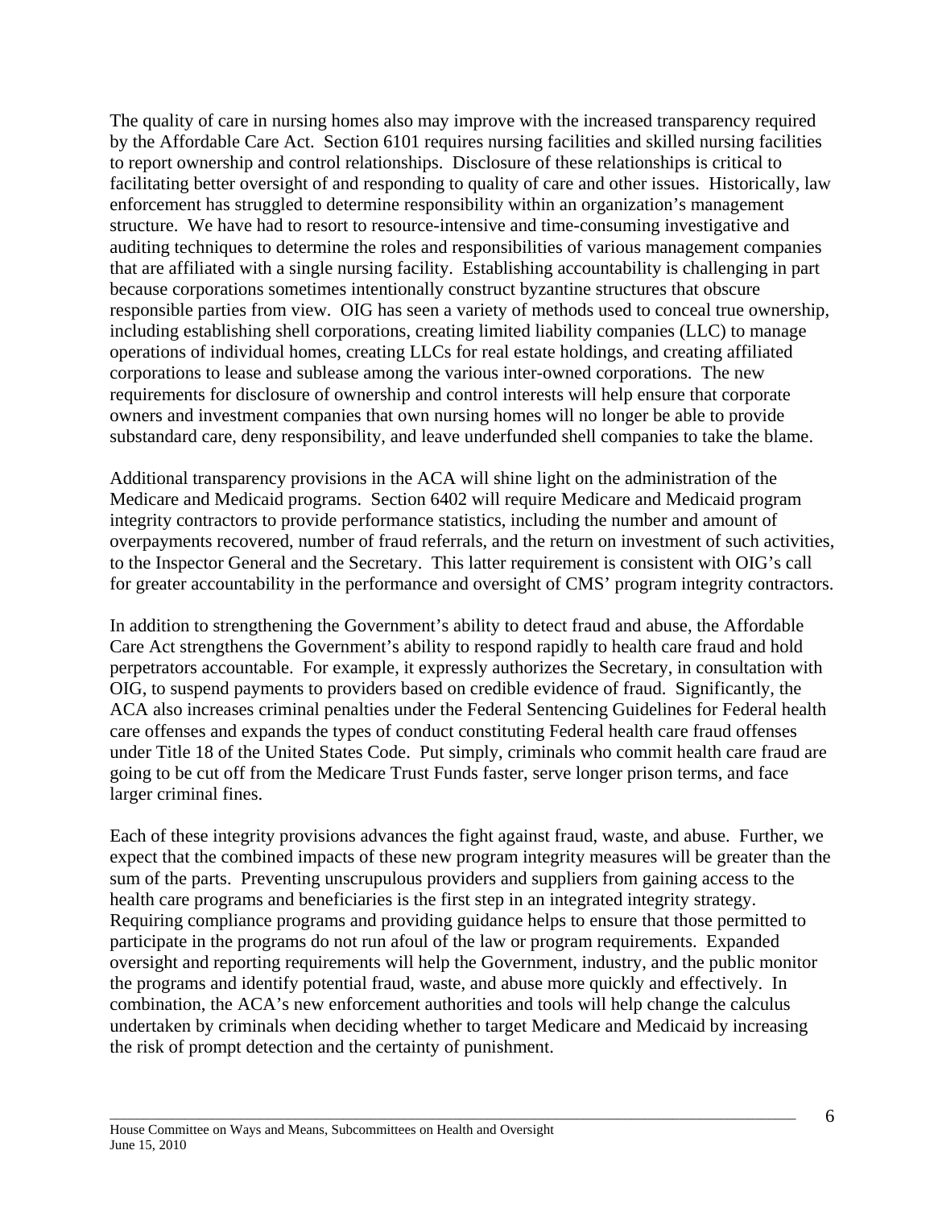The quality of care in nursing homes also may improve with the increased transparency required by the Affordable Care Act. Section 6101 requires nursing facilities and skilled nursing facilities to report ownership and control relationships. Disclosure of these relationships is critical to facilitating better oversight of and responding to quality of care and other issues. Historically, law enforcement has struggled to determine responsibility within an organization's management structure. We have had to resort to resource-intensive and time-consuming investigative and auditing techniques to determine the roles and responsibilities of various management companies that are affiliated with a single nursing facility. Establishing accountability is challenging in part because corporations sometimes intentionally construct byzantine structures that obscure responsible parties from view. OIG has seen a variety of methods used to conceal true ownership, including establishing shell corporations, creating limited liability companies (LLC) to manage operations of individual homes, creating LLCs for real estate holdings, and creating affiliated corporations to lease and sublease among the various inter-owned corporations. The new requirements for disclosure of ownership and control interests will help ensure that corporate owners and investment companies that own nursing homes will no longer be able to provide substandard care, deny responsibility, and leave underfunded shell companies to take the blame.

Additional transparency provisions in the ACA will shine light on the administration of the Medicare and Medicaid programs. Section 6402 will require Medicare and Medicaid program integrity contractors to provide performance statistics, including the number and amount of overpayments recovered, number of fraud referrals, and the return on investment of such activities, to the Inspector General and the Secretary. This latter requirement is consistent with OIG's call for greater accountability in the performance and oversight of CMS' program integrity contractors.

In addition to strengthening the Government's ability to detect fraud and abuse, the Affordable Care Act strengthens the Government's ability to respond rapidly to health care fraud and hold perpetrators accountable. For example, it expressly authorizes the Secretary, in consultation with OIG, to suspend payments to providers based on credible evidence of fraud. Significantly, the ACA also increases criminal penalties under the Federal Sentencing Guidelines for Federal health care offenses and expands the types of conduct constituting Federal health care fraud offenses under Title 18 of the United States Code. Put simply, criminals who commit health care fraud are going to be cut off from the Medicare Trust Funds faster, serve longer prison terms, and face larger criminal fines.

Each of these integrity provisions advances the fight against fraud, waste, and abuse. Further, we expect that the combined impacts of these new program integrity measures will be greater than the sum of the parts. Preventing unscrupulous providers and suppliers from gaining access to the health care programs and beneficiaries is the first step in an integrated integrity strategy. Requiring compliance programs and providing guidance helps to ensure that those permitted to participate in the programs do not run afoul of the law or program requirements. Expanded oversight and reporting requirements will help the Government, industry, and the public monitor the programs and identify potential fraud, waste, and abuse more quickly and effectively. In combination, the ACA's new enforcement authorities and tools will help change the calculus undertaken by criminals when deciding whether to target Medicare and Medicaid by increasing the risk of prompt detection and the certainty of punishment.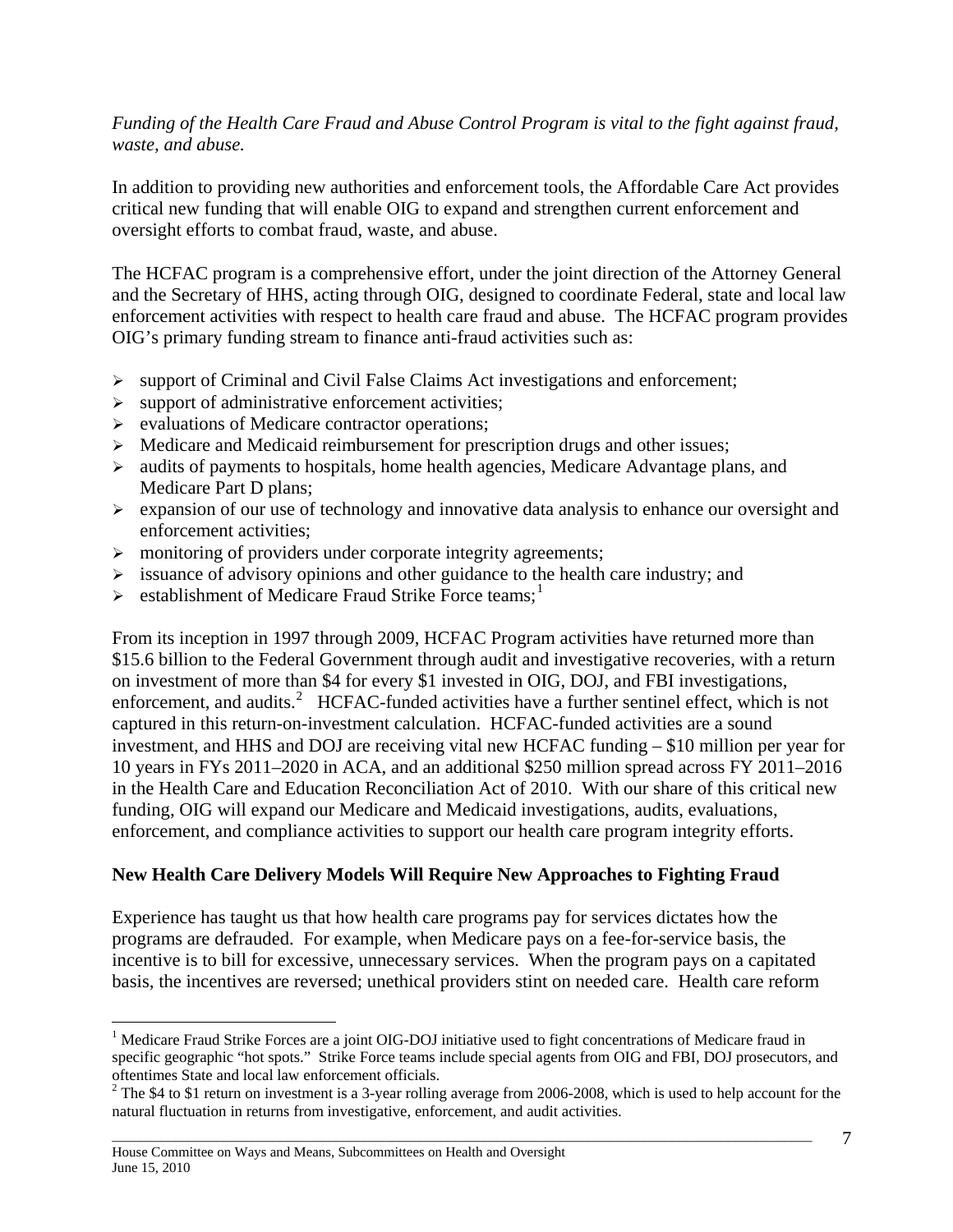*Funding of the Health Care Fraud and Abuse Control Program is vital to the fight against fraud, waste, and abuse.*

In addition to providing new authorities and enforcement tools, the Affordable Care Act provides critical new funding that will enable OIG to expand and strengthen current enforcement and oversight efforts to combat fraud, waste, and abuse.

The HCFAC program is a comprehensive effort, under the joint direction of the Attorney General and the Secretary of HHS, acting through OIG, designed to coordinate Federal, state and local law enforcement activities with respect to health care fraud and abuse. The HCFAC program provides OIG's primary funding stream to finance anti-fraud activities such as:

- support of Criminal and Civil False Claims Act investigations and enforcement;
- support of administrative enforcement activities;
- evaluations of Medicare contractor operations;
- Medicare and Medicaid reimbursement for prescription drugs and other issues;
- audits of payments to hospitals, home health agencies, Medicare Advantage plans, and Medicare Part D plans;
- expansion of our use of technology and innovative data analysis to enhance our oversight and enforcement activities;
- monitoring of providers under corporate integrity agreements;
- issuance of advisory opinions and other guidance to the health care industry; and
- establishment of Medicare Fraud Strike Force teams;[1]

From its inception in 1997 through 2009, HCFAC Program activities have returned more than $15.6 billion to the Federal Government through audit and investigative recoveries, with a return on investment of more than $4 for every $1 invested in OIG, DOJ, and FBI investigations, enforcement, and audits.[2] HCFAC-funded activities have a further sentinel effect, which is not captured in this return-on-investment calculation. HCFAC-funded activities are a sound investment, and HHS and DOJ are receiving vital new HCFAC funding – $10 million per year for 10 years in FYs 2011–2020 in ACA, and an additional $250 million spread across FY 2011–2016 in the Health Care and Education Reconciliation Act of 2010. With our share of this critical new funding, OIG will expand our Medicare and Medicaid investigations, audits, evaluations, enforcement, and compliance activities to support our health care program integrity efforts.

**New Health Care Delivery Models Will Require New Approaches to Fighting Fraud**

Experience has taught us that how health care programs pay for services dictates how the programs are defrauded. For example, when Medicare pays on a fee-for-service basis, the incentive is to bill for excessive, unnecessary services. When the program pays on a capitated basis, the incentives are reversed; unethical providers stint on needed care. Health care reform

---

[1] Medicare Fraud Strike Forces are a joint OIG-DOJ initiative used to fight concentrations of Medicare fraud in specific geographic "hot spots." Strike Force teams include special agents from OIG and FBI, DOJ prosecutors, and oftentimes State and local law enforcement officials.

[2] The $4 to $1 return on investment is a 3-year rolling average from 2006-2008, which is used to help account for the natural fluctuation in returns from investigative, enforcement, and audit activities.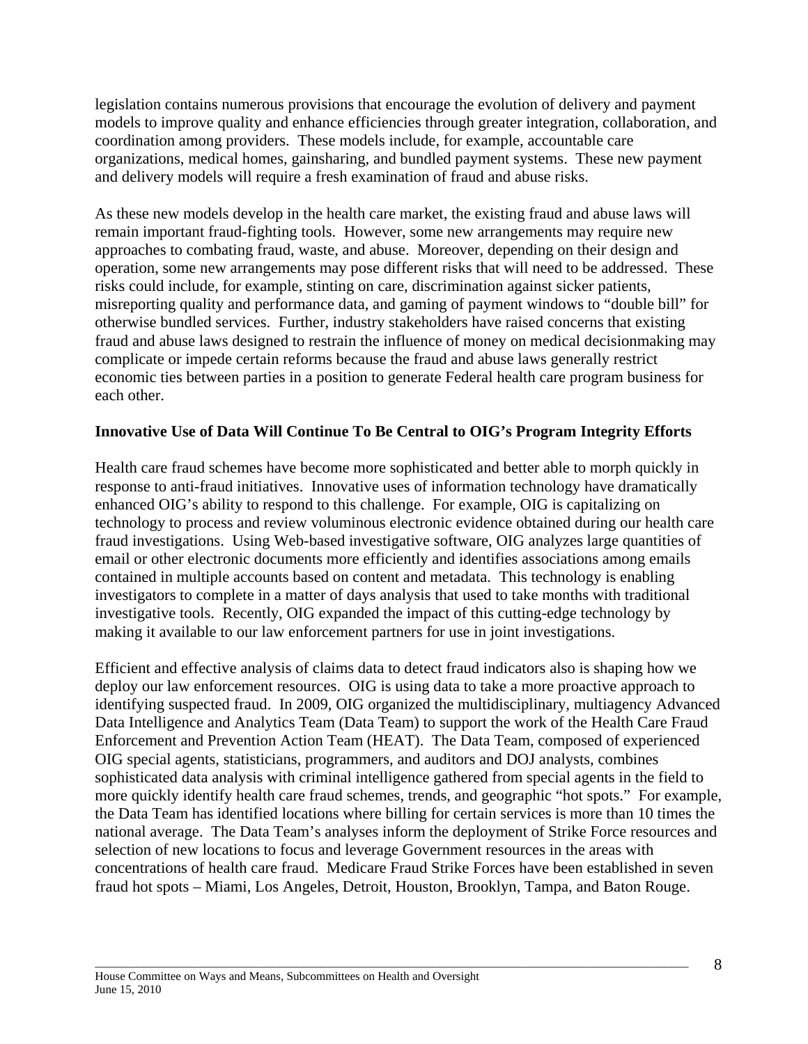legislation contains numerous provisions that encourage the evolution of delivery and payment models to improve quality and enhance efficiencies through greater integration, collaboration, and coordination among providers. These models include, for example, accountable care organizations, medical homes, gainsharing, and bundled payment systems. These new payment and delivery models will require a fresh examination of fraud and abuse risks.

As these new models develop in the health care market, the existing fraud and abuse laws will remain important fraud-fighting tools. However, some new arrangements may require new approaches to combating fraud, waste, and abuse. Moreover, depending on their design and operation, some new arrangements may pose different risks that will need to be addressed. These risks could include, for example, stinting on care, discrimination against sicker patients, misreporting quality and performance data, and gaming of payment windows to "double bill" for otherwise bundled services. Further, industry stakeholders have raised concerns that existing fraud and abuse laws designed to restrain the influence of money on medical decisionmaking may complicate or impede certain reforms because the fraud and abuse laws generally restrict economic ties between parties in a position to generate Federal health care program business for each other.

**Innovative Use of Data Will Continue To Be Central to OIG's Program Integrity Efforts**

Health care fraud schemes have become more sophisticated and better able to morph quickly in response to anti-fraud initiatives. Innovative uses of information technology have dramatically enhanced OIG's ability to respond to this challenge. For example, OIG is capitalizing on technology to process and review voluminous electronic evidence obtained during our health care fraud investigations. Using Web-based investigative software, OIG analyzes large quantities of email or other electronic documents more efficiently and identifies associations among emails contained in multiple accounts based on content and metadata. This technology is enabling investigators to complete in a matter of days analysis that used to take months with traditional investigative tools. Recently, OIG expanded the impact of this cutting-edge technology by making it available to our law enforcement partners for use in joint investigations.

Efficient and effective analysis of claims data to detect fraud indicators also is shaping how we deploy our law enforcement resources. OIG is using data to take a more proactive approach to identifying suspected fraud. In 2009, OIG organized the multidisciplinary, multiagency Advanced Data Intelligence and Analytics Team (Data Team) to support the work of the Health Care Fraud Enforcement and Prevention Action Team (HEAT). The Data Team, composed of experienced OIG special agents, statisticians, programmers, and auditors and DOJ analysts, combines sophisticated data analysis with criminal intelligence gathered from special agents in the field to more quickly identify health care fraud schemes, trends, and geographic "hot spots." For example, the Data Team has identified locations where billing for certain services is more than 10 times the national average. The Data Team's analyses inform the deployment of Strike Force resources and selection of new locations to focus and leverage Government resources in the areas with concentrations of health care fraud. Medicare Fraud Strike Forces have been established in seven fraud hot spots – Miami, Los Angeles, Detroit, Houston, Brooklyn, Tampa, and Baton Rouge.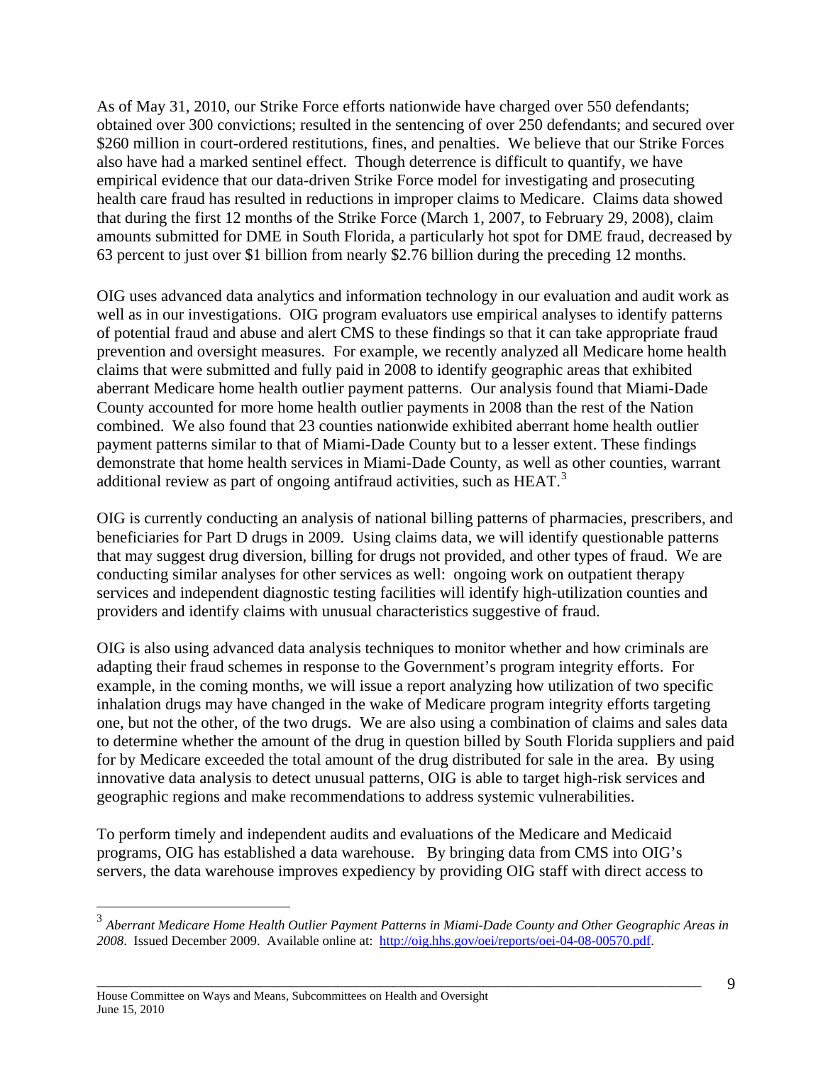As of May 31, 2010, our Strike Force efforts nationwide have charged over 550 defendants; obtained over 300 convictions; resulted in the sentencing of over 250 defendants; and secured over $260 million in court-ordered restitutions, fines, and penalties. We believe that our Strike Forces also have had a marked sentinel effect. Though deterrence is difficult to quantify, we have empirical evidence that our data-driven Strike Force model for investigating and prosecuting health care fraud has resulted in reductions in improper claims to Medicare. Claims data showed that during the first 12 months of the Strike Force (March 1, 2007, to February 29, 2008), claim amounts submitted for DME in South Florida, a particularly hot spot for DME fraud, decreased by 63 percent to just over $1 billion from nearly $2.76 billion during the preceding 12 months.

OIG uses advanced data analytics and information technology in our evaluation and audit work as well as in our investigations. OIG program evaluators use empirical analyses to identify patterns of potential fraud and abuse and alert CMS to these findings so that it can take appropriate fraud prevention and oversight measures. For example, we recently analyzed all Medicare home health claims that were submitted and fully paid in 2008 to identify geographic areas that exhibited aberrant Medicare home health outlier payment patterns. Our analysis found that Miami-Dade County accounted for more home health outlier payments in 2008 than the rest of the Nation combined. We also found that 23 counties nationwide exhibited aberrant home health outlier payment patterns similar to that of Miami-Dade County but to a lesser extent. These findings demonstrate that home health services in Miami-Dade County, as well as other counties, warrant additional review as part of ongoing antifraud activities, such as HEAT.[3]

OIG is currently conducting an analysis of national billing patterns of pharmacies, prescribers, and beneficiaries for Part D drugs in 2009. Using claims data, we will identify questionable patterns that may suggest drug diversion, billing for drugs not provided, and other types of fraud. We are conducting similar analyses for other services as well: ongoing work on outpatient therapy services and independent diagnostic testing facilities will identify high-utilization counties and providers and identify claims with unusual characteristics suggestive of fraud.

OIG is also using advanced data analysis techniques to monitor whether and how criminals are adapting their fraud schemes in response to the Government's program integrity efforts. For example, in the coming months, we will issue a report analyzing how utilization of two specific inhalation drugs may have changed in the wake of Medicare program integrity efforts targeting one, but not the other, of the two drugs. We are also using a combination of claims and sales data to determine whether the amount of the drug in question billed by South Florida suppliers and paid for by Medicare exceeded the total amount of the drug distributed for sale in the area. By using innovative data analysis to detect unusual patterns, OIG is able to target high-risk services and geographic regions and make recommendations to address systemic vulnerabilities.

To perform timely and independent audits and evaluations of the Medicare and Medicaid programs, OIG has established a data warehouse. By bringing data from CMS into OIG's servers, the data warehouse improves expediency by providing OIG staff with direct access to

---

[3] *Aberrant Medicare Home Health Outlier Payment Patterns in Miami-Dade County and Other Geographic Areas in 2008*. Issued December 2009. Available online at: http://oig.hhs.gov/oei/reports/oei-04-08-00570.pdf.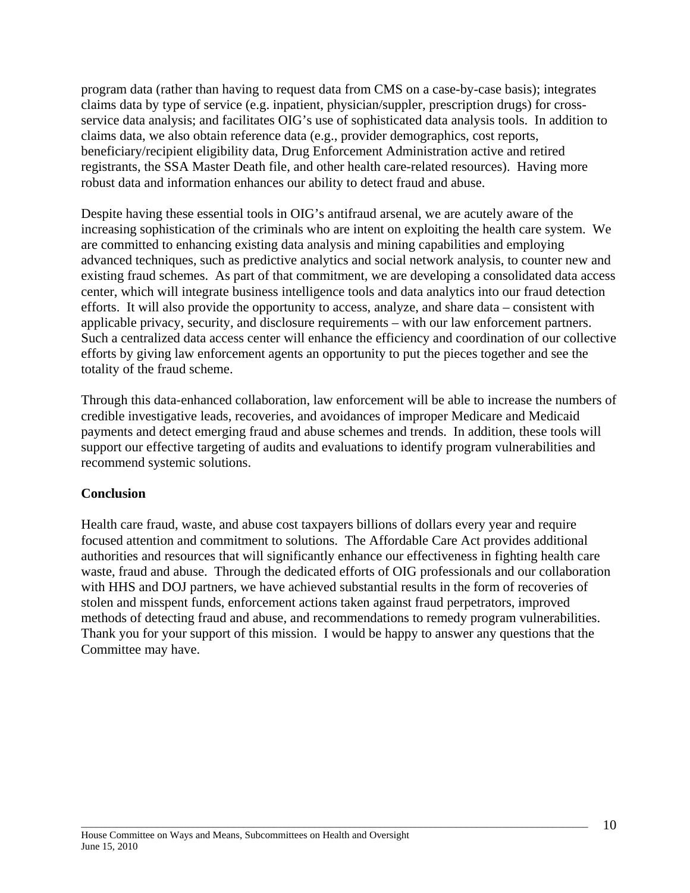program data (rather than having to request data from CMS on a case-by-case basis); integrates claims data by type of service (e.g. inpatient, physician/suppler, prescription drugs) for cross-service data analysis; and facilitates OIG's use of sophisticated data analysis tools. In addition to claims data, we also obtain reference data (e.g., provider demographics, cost reports, beneficiary/recipient eligibility data, Drug Enforcement Administration active and retired registrants, the SSA Master Death file, and other health care-related resources). Having more robust data and information enhances our ability to detect fraud and abuse.

Despite having these essential tools in OIG's antifraud arsenal, we are acutely aware of the increasing sophistication of the criminals who are intent on exploiting the health care system. We are committed to enhancing existing data analysis and mining capabilities and employing advanced techniques, such as predictive analytics and social network analysis, to counter new and existing fraud schemes. As part of that commitment, we are developing a consolidated data access center, which will integrate business intelligence tools and data analytics into our fraud detection efforts. It will also provide the opportunity to access, analyze, and share data – consistent with applicable privacy, security, and disclosure requirements – with our law enforcement partners. Such a centralized data access center will enhance the efficiency and coordination of our collective efforts by giving law enforcement agents an opportunity to put the pieces together and see the totality of the fraud scheme.

Through this data-enhanced collaboration, law enforcement will be able to increase the numbers of credible investigative leads, recoveries, and avoidances of improper Medicare and Medicaid payments and detect emerging fraud and abuse schemes and trends. In addition, these tools will support our effective targeting of audits and evaluations to identify program vulnerabilities and recommend systemic solutions.

**Conclusion**

Health care fraud, waste, and abuse cost taxpayers billions of dollars every year and require focused attention and commitment to solutions. The Affordable Care Act provides additional authorities and resources that will significantly enhance our effectiveness in fighting health care waste, fraud and abuse. Through the dedicated efforts of OIG professionals and our collaboration with HHS and DOJ partners, we have achieved substantial results in the form of recoveries of stolen and misspent funds, enforcement actions taken against fraud perpetrators, improved methods of detecting fraud and abuse, and recommendations to remedy program vulnerabilities. Thank you for your support of this mission. I would be happy to answer any questions that the Committee may have.